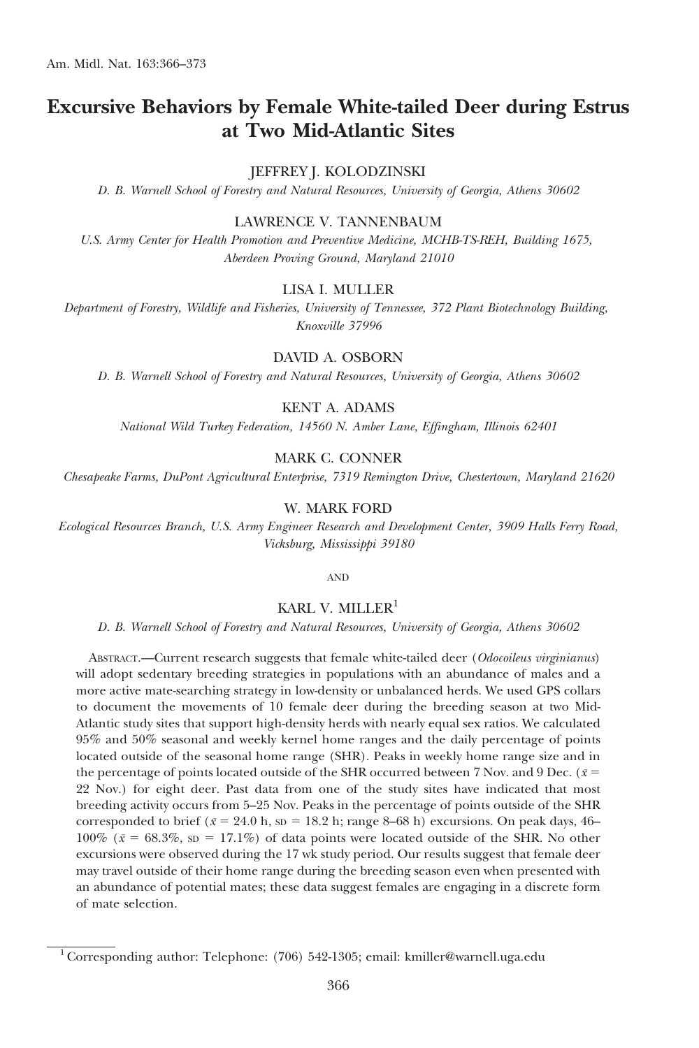# Excursive Behaviors by Female White-tailed Deer during Estrus at Two Mid-Atlantic Sites

JEFFREY J. KOLODZINSKI

*D. B. Warnell School of Forestry and Natural Resources, University of Georgia, Athens 30602*

LAWRENCE V. TANNENBAUM

*U.S. Army Center for Health Promotion and Preventive Medicine, MCHB-TS-REH, Building 1675, Aberdeen Proving Ground, Maryland 21010*

LISA I. MULLER

*Department of Forestry, Wildlife and Fisheries, University of Tennessee, 372 Plant Biotechnology Building, Knoxville 37996*

DAVID A. OSBORN

*D. B. Warnell School of Forestry and Natural Resources, University of Georgia, Athens 30602*

KENT A. ADAMS

*National Wild Turkey Federation, 14560 N. Amber Lane, Effingham, Illinois 62401*

MARK C. CONNER

*Chesapeake Farms, DuPont Agricultural Enterprise, 7319 Remington Drive, Chestertown, Maryland 21620*

W. MARK FORD

*Ecological Resources Branch, U.S. Army Engineer Research and Development Center, 3909 Halls Ferry Road, Vicksburg, Mississippi 39180*

AND

KARL V. MILLER[1]

*D. B. Warnell School of Forestry and Natural Resources, University of Georgia, Athens 30602*

Abstract.—Current research suggests that female white-tailed deer (*Odocoileus virginianus*) will adopt sedentary breeding strategies in populations with an abundance of males and a more active mate-searching strategy in low-density or unbalanced herds. We used GPS collars to document the movements of 10 female deer during the breeding season at two Mid-Atlantic study sites that support high-density herds with nearly equal sex ratios. We calculated 95% and 50% seasonal and weekly kernel home ranges and the daily percentage of points located outside of the seasonal home range (SHR). Peaks in weekly home range size and in the percentage of points located outside of the SHR occurred between 7 Nov. and 9 Dec. ($\bar{x}$ = 22 Nov.) for eight deer. Past data from one of the study sites have indicated that most breeding activity occurs from 5–25 Nov. Peaks in the percentage of points outside of the SHR corresponded to brief ($\bar{x}$ = 24.0 h, SD = 18.2 h; range 8–68 h) excursions. On peak days, 46–100% ($\bar{x}$ = 68.3%, SD = 17.1%) of data points were located outside of the SHR. No other excursions were observed during the 17 wk study period. Our results suggest that female deer may travel outside of their home range during the breeding season even when presented with an abundance of potential mates; these data suggest females are engaging in a discrete form of mate selection.

[1] Corresponding author: Telephone: (706) 542-1305; email: kmiller@warnell.uga.edu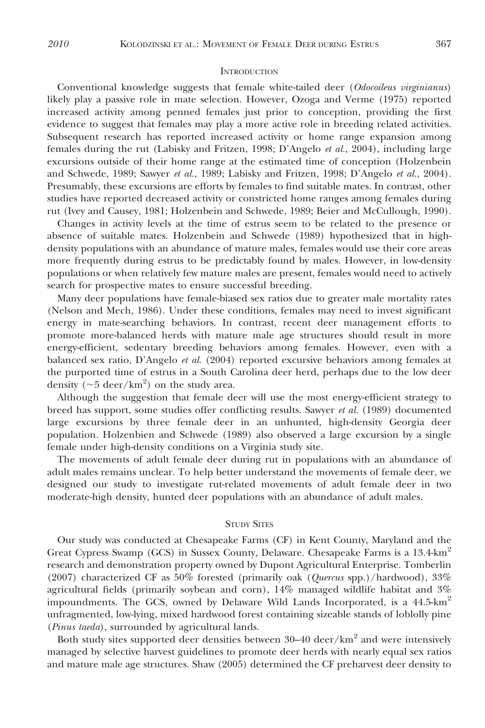## Introduction

Conventional knowledge suggests that female white-tailed deer (*Odocoileus virginianus*) likely play a passive role in mate selection. However, Ozoga and Verme (1975) reported increased activity among penned females just prior to conception, providing the first evidence to suggest that females may play a more active role in breeding related activities. Subsequent research has reported increased activity or home range expansion among females during the rut (Labisky and Fritzen, 1998; D'Angelo *et al.*, 2004), including large excursions outside of their home range at the estimated time of conception (Holzenbein and Schwede, 1989; Sawyer *et al.*, 1989; Labisky and Fritzen, 1998; D'Angelo *et al.*, 2004). Presumably, these excursions are efforts by females to find suitable mates. In contrast, other studies have reported decreased activity or constricted home ranges among females during rut (Ivey and Causey, 1981; Holzenbein and Schwede, 1989; Beier and McCullough, 1990).

Changes in activity levels at the time of estrus seem to be related to the presence or absence of suitable mates. Holzenbein and Schwede (1989) hypothesized that in high-density populations with an abundance of mature males, females would use their core areas more frequently during estrus to be predictably found by males. However, in low-density populations or when relatively few mature males are present, females would need to actively search for prospective mates to ensure successful breeding.

Many deer populations have female-biased sex ratios due to greater male mortality rates (Nelson and Mech, 1986). Under these conditions, females may need to invest significant energy in mate-searching behaviors. In contrast, recent deer management efforts to promote more-balanced herds with mature male age structures should result in more energy-efficient, sedentary breeding behaviors among females. However, even with a balanced sex ratio, D'Angelo *et al.* (2004) reported excursive behaviors among females at the purported time of estrus in a South Carolina deer herd, perhaps due to the low deer density (~5 deer/km$^2$) on the study area.

Although the suggestion that female deer will use the most energy-efficient strategy to breed has support, some studies offer conflicting results. Sawyer *et al.* (1989) documented large excursions by three female deer in an unhunted, high-density Georgia deer population. Holzenbien and Schwede (1989) also observed a large excursion by a single female under high-density conditions on a Virginia study site.

The movements of adult female deer during rut in populations with an abundance of adult males remains unclear. To help better understand the movements of female deer, we designed our study to investigate rut-related movements of adult female deer in two moderate-high density, hunted deer populations with an abundance of adult males.

## Study Sites

Our study was conducted at Chesapeake Farms (CF) in Kent County, Maryland and the Great Cypress Swamp (GCS) in Sussex County, Delaware. Chesapeake Farms is a 13.4-km$^2$ research and demonstration property owned by Dupont Agricultural Enterprise. Tomberlin (2007) characterized CF as 50% forested (primarily oak (*Quercus* spp.)/hardwood), 33% agricultural fields (primarily soybean and corn), 14% managed wildlife habitat and 3% impoundments. The GCS, owned by Delaware Wild Lands Incorporated, is a 44.5-km$^2$ unfragmented, low-lying, mixed hardwood forest containing sizeable stands of loblolly pine (*Pinus taeda*), surrounded by agricultural lands.

Both study sites supported deer densities between 30–40 deer/km$^2$ and were intensively managed by selective harvest guidelines to promote deer herds with nearly equal sex ratios and mature male age structures. Shaw (2005) determined the CF preharvest deer density to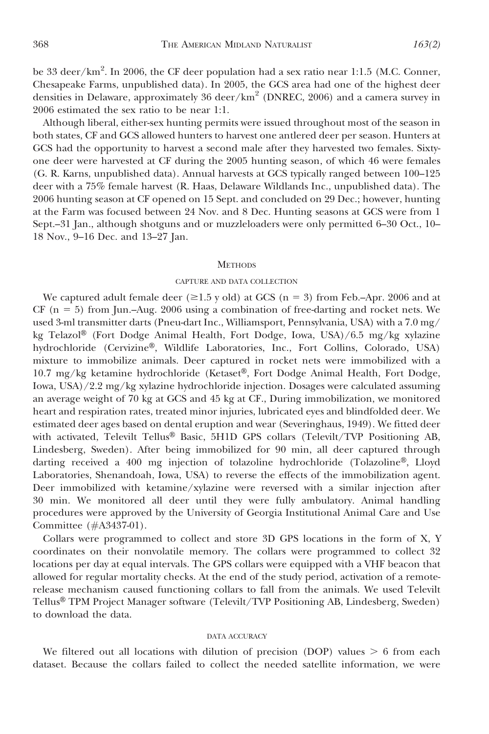be 33 deer/km$^2$. In 2006, the CF deer population had a sex ratio near 1:1.5 (M.C. Conner, Chesapeake Farms, unpublished data). In 2005, the GCS area had one of the highest deer densities in Delaware, approximately 36 deer/km$^2$ (DNREC, 2006) and a camera survey in 2006 estimated the sex ratio to be near 1:1.

Although liberal, either-sex hunting permits were issued throughout most of the season in both states, CF and GCS allowed hunters to harvest one antlered deer per season. Hunters at GCS had the opportunity to harvest a second male after they harvested two females. Sixty-one deer were harvested at CF during the 2005 hunting season, of which 46 were females (G. R. Karns, unpublished data). Annual harvests at GCS typically ranged between 100–125 deer with a 75% female harvest (R. Haas, Delaware Wildlands Inc., unpublished data). The 2006 hunting season at CF opened on 15 Sept. and concluded on 29 Dec.; however, hunting at the Farm was focused between 24 Nov. and 8 Dec. Hunting seasons at GCS were from 1 Sept.–31 Jan., although shotguns and or muzzleloaders were only permitted 6–30 Oct., 10–18 Nov., 9–16 Dec. and 13–27 Jan.

## Methods

### Capture and data collection

We captured adult female deer ($\geq$1.5 y old) at GCS (n = 3) from Feb.–Apr. 2006 and at CF (n = 5) from Jun.–Aug. 2006 using a combination of free-darting and rocket nets. We used 3-ml transmitter darts (Pneu-dart Inc., Williamsport, Pennsylvania, USA) with a 7.0 mg/kg Telazol® (Fort Dodge Animal Health, Fort Dodge, Iowa, USA)/6.5 mg/kg xylazine hydrochloride (Cervizine®, Wildlife Laboratories, Inc., Fort Collins, Colorado, USA) mixture to immobilize animals. Deer captured in rocket nets were immobilized with a 10.7 mg/kg ketamine hydrochloride (Ketaset®, Fort Dodge Animal Health, Fort Dodge, Iowa, USA)/2.2 mg/kg xylazine hydrochloride injection. Dosages were calculated assuming an average weight of 70 kg at GCS and 45 kg at CF., During immobilization, we monitored heart and respiration rates, treated minor injuries, lubricated eyes and blindfolded deer. We estimated deer ages based on dental eruption and wear (Severinghaus, 1949). We fitted deer with activated, Televilt Tellus® Basic, 5H1D GPS collars (Televilt/TVP Positioning AB, Lindesberg, Sweden). After being immobilized for 90 min, all deer captured through darting received a 400 mg injection of tolazoline hydrochloride (Tolazoline®, Lloyd Laboratories, Shenandoah, Iowa, USA) to reverse the effects of the immobilization agent. Deer immobilized with ketamine/xylazine were reversed with a similar injection after 30 min. We monitored all deer until they were fully ambulatory. Animal handling procedures were approved by the University of Georgia Institutional Animal Care and Use Committee (#A3437-01).

Collars were programmed to collect and store 3D GPS locations in the form of X, Y coordinates on their nonvolatile memory. The collars were programmed to collect 32 locations per day at equal intervals. The GPS collars were equipped with a VHF beacon that allowed for regular mortality checks. At the end of the study period, activation of a remote-release mechanism caused functioning collars to fall from the animals. We used Televilt Tellus® TPM Project Manager software (Televilt/TVP Positioning AB, Lindesberg, Sweden) to download the data.

### Data accuracy

We filtered out all locations with dilution of precision (DOP) values > 6 from each dataset. Because the collars failed to collect the needed satellite information, we were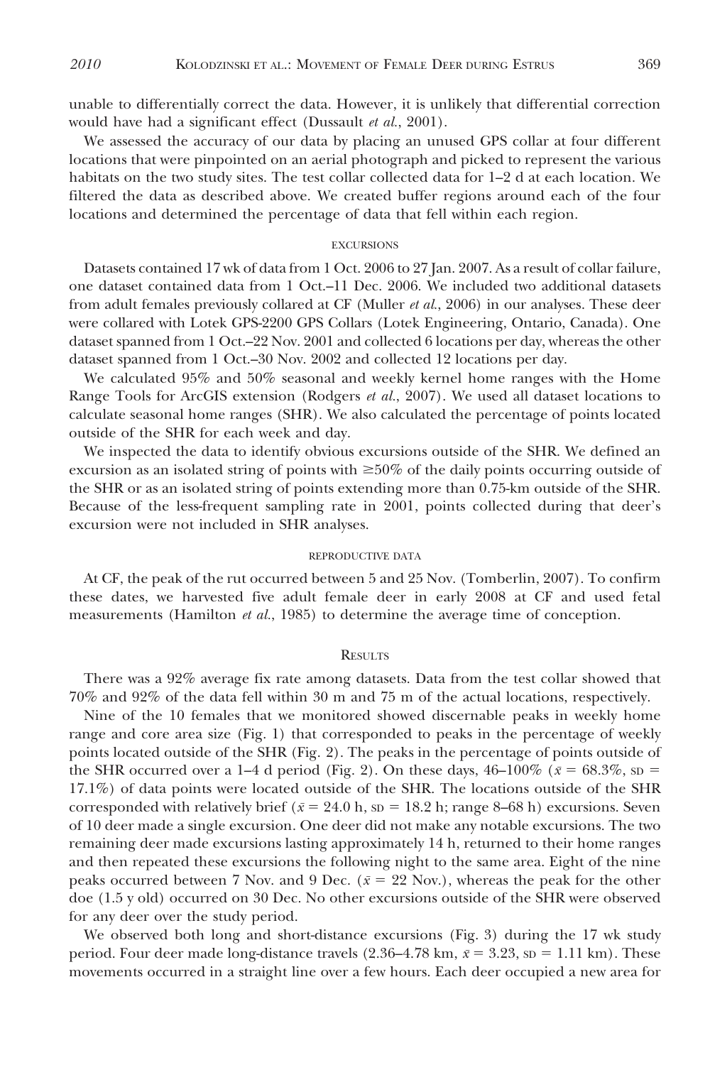unable to differentially correct the data. However, it is unlikely that differential correction would have had a significant effect (Dussault *et al.*, 2001).

We assessed the accuracy of our data by placing an unused GPS collar at four different locations that were pinpointed on an aerial photograph and picked to represent the various habitats on the two study sites. The test collar collected data for 1–2 d at each location. We filtered the data as described above. We created buffer regions around each of the four locations and determined the percentage of data that fell within each region.

### EXCURSIONS

Datasets contained 17 wk of data from 1 Oct. 2006 to 27 Jan. 2007. As a result of collar failure, one dataset contained data from 1 Oct.–11 Dec. 2006. We included two additional datasets from adult females previously collared at CF (Muller *et al.*, 2006) in our analyses. These deer were collared with Lotek GPS-2200 GPS Collars (Lotek Engineering, Ontario, Canada). One dataset spanned from 1 Oct.–22 Nov. 2001 and collected 6 locations per day, whereas the other dataset spanned from 1 Oct.–30 Nov. 2002 and collected 12 locations per day.

We calculated 95% and 50% seasonal and weekly kernel home ranges with the Home Range Tools for ArcGIS extension (Rodgers *et al.*, 2007). We used all dataset locations to calculate seasonal home ranges (SHR). We also calculated the percentage of points located outside of the SHR for each week and day.

We inspected the data to identify obvious excursions outside of the SHR. We defined an excursion as an isolated string of points with $\geq$50% of the daily points occurring outside of the SHR or as an isolated string of points extending more than 0.75-km outside of the SHR. Because of the less-frequent sampling rate in 2001, points collected during that deer's excursion were not included in SHR analyses.

### REPRODUCTIVE DATA

At CF, the peak of the rut occurred between 5 and 25 Nov. (Tomberlin, 2007). To confirm these dates, we harvested five adult female deer in early 2008 at CF and used fetal measurements (Hamilton *et al.*, 1985) to determine the average time of conception.

## RESULTS

There was a 92% average fix rate among datasets. Data from the test collar showed that 70% and 92% of the data fell within 30 m and 75 m of the actual locations, respectively.

Nine of the 10 females that we monitored showed discernable peaks in weekly home range and core area size (Fig. 1) that corresponded to peaks in the percentage of weekly points located outside of the SHR (Fig. 2). The peaks in the percentage of points outside of the SHR occurred over a 1–4 d period (Fig. 2). On these days, 46–100% ($\bar{x}$ = 68.3%, SD = 17.1%) of data points were located outside of the SHR. The locations outside of the SHR corresponded with relatively brief ($\bar{x}$ = 24.0 h, SD = 18.2 h; range 8–68 h) excursions. Seven of 10 deer made a single excursion. One deer did not make any notable excursions. The two remaining deer made excursions lasting approximately 14 h, returned to their home ranges and then repeated these excursions the following night to the same area. Eight of the nine peaks occurred between 7 Nov. and 9 Dec. ($\bar{x}$ = 22 Nov.), whereas the peak for the other doe (1.5 y old) occurred on 30 Dec. No other excursions outside of the SHR were observed for any deer over the study period.

We observed both long and short-distance excursions (Fig. 3) during the 17 wk study period. Four deer made long-distance travels (2.36–4.78 km, $\bar{x}$ = 3.23, SD = 1.11 km). These movements occurred in a straight line over a few hours. Each deer occupied a new area for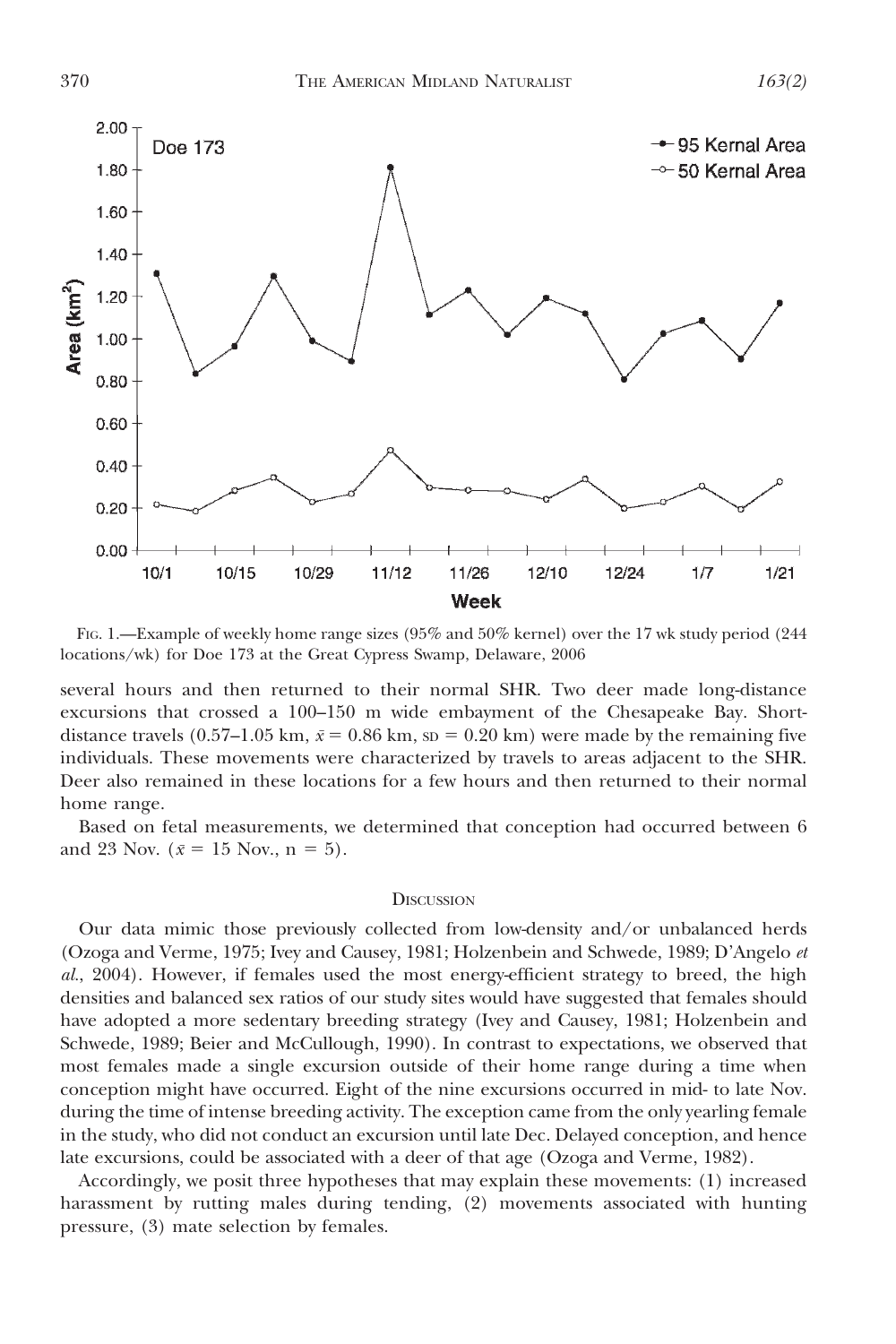FIG. 1.—Example of weekly home range sizes (95% and 50% kernel) over the 17 wk study period (244 locations/wk) for Doe 173 at the Great Cypress Swamp, Delaware, 2006

several hours and then returned to their normal SHR. Two deer made long-distance excursions that crossed a 100–150 m wide embayment of the Chesapeake Bay. Short-distance travels (0.57–1.05 km, $\bar{x} = 0.86$ km, SD = 0.20 km) were made by the remaining five individuals. These movements were characterized by travels to areas adjacent to the SHR. Deer also remained in these locations for a few hours and then returned to their normal home range.

Based on fetal measurements, we determined that conception had occurred between 6 and 23 Nov. ($\bar{x} = 15$ Nov., n = 5).

## DISCUSSION

Our data mimic those previously collected from low-density and/or unbalanced herds (Ozoga and Verme, 1975; Ivey and Causey, 1981; Holzenbein and Schwede, 1989; D'Angelo *et al.*, 2004). However, if females used the most energy-efficient strategy to breed, the high densities and balanced sex ratios of our study sites would have suggested that females should have adopted a more sedentary breeding strategy (Ivey and Causey, 1981; Holzenbein and Schwede, 1989; Beier and McCullough, 1990). In contrast to expectations, we observed that most females made a single excursion outside of their home range during a time when conception might have occurred. Eight of the nine excursions occurred in mid- to late Nov. during the time of intense breeding activity. The exception came from the only yearling female in the study, who did not conduct an excursion until late Dec. Delayed conception, and hence late excursions, could be associated with a deer of that age (Ozoga and Verme, 1982).

Accordingly, we posit three hypotheses that may explain these movements: (1) increased harassment by rutting males during tending, (2) movements associated with hunting pressure, (3) mate selection by females.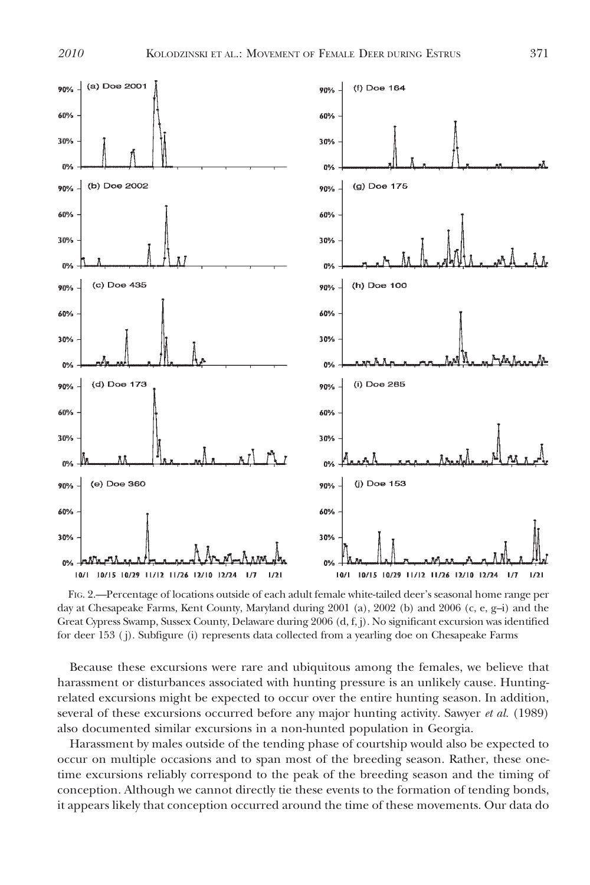FIG. 2.—Percentage of locations outside of each adult female white-tailed deer's seasonal home range per day at Chesapeake Farms, Kent County, Maryland during 2001 (a), 2002 (b) and 2006 (c, e, g–i) and the Great Cypress Swamp, Sussex County, Delaware during 2006 (d, f, j). No significant excursion was identified for deer 153 ( j). Subfigure (i) represents data collected from a yearling doe on Chesapeake Farms

Because these excursions were rare and ubiquitous among the females, we believe that harassment or disturbances associated with hunting pressure is an unlikely cause. Hunting-related excursions might be expected to occur over the entire hunting season. In addition, several of these excursions occurred before any major hunting activity. Sawyer *et al.* (1989) also documented similar excursions in a non-hunted population in Georgia.

Harassment by males outside of the tending phase of courtship would also be expected to occur on multiple occasions and to span most of the breeding season. Rather, these one-time excursions reliably correspond to the peak of the breeding season and the timing of conception. Although we cannot directly tie these events to the formation of tending bonds, it appears likely that conception occurred around the time of these movements. Our data do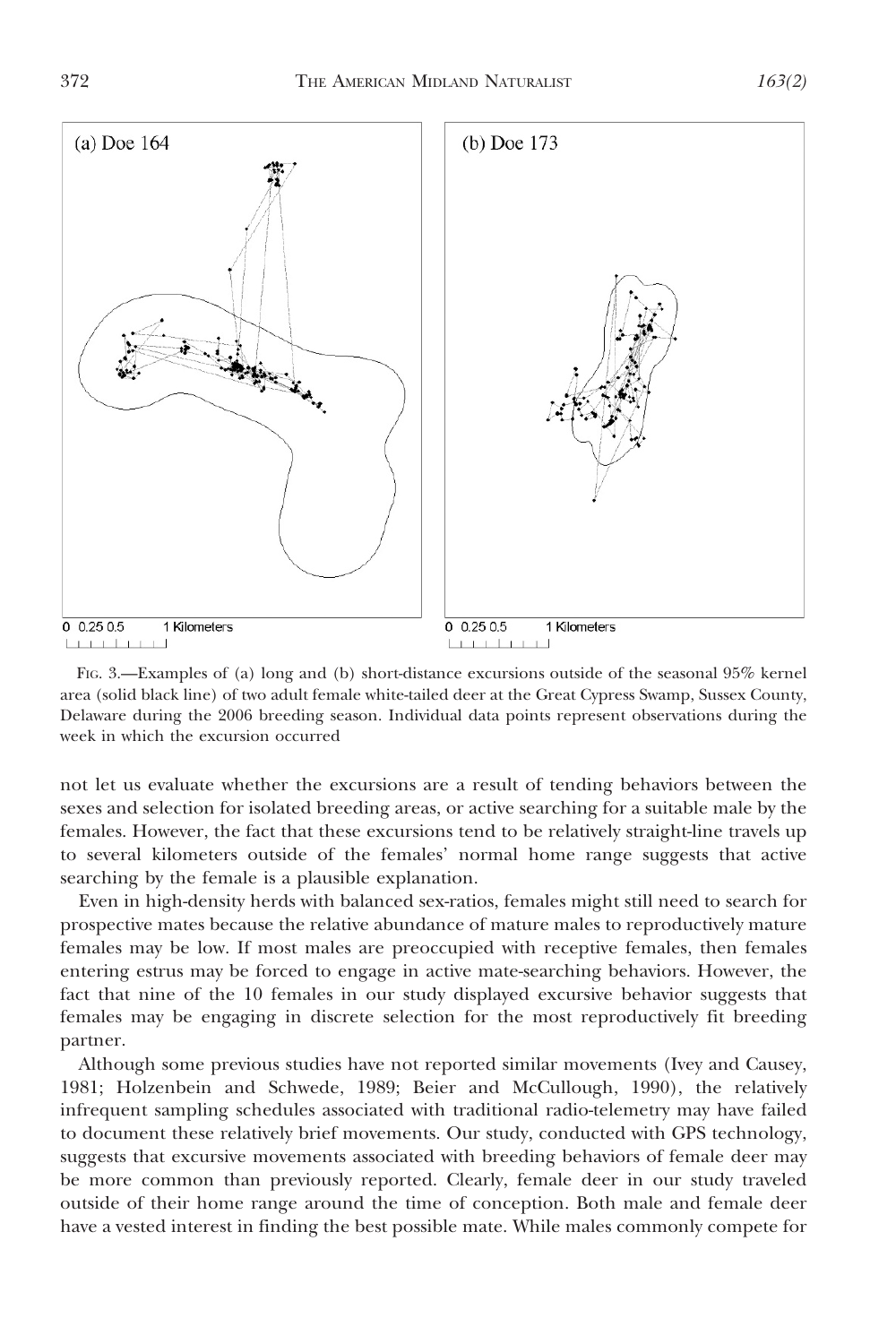FIG. 3.—Examples of (a) long and (b) short-distance excursions outside of the seasonal 95% kernel area (solid black line) of two adult female white-tailed deer at the Great Cypress Swamp, Sussex County, Delaware during the 2006 breeding season. Individual data points represent observations during the week in which the excursion occurred

not let us evaluate whether the excursions are a result of tending behaviors between the sexes and selection for isolated breeding areas, or active searching for a suitable male by the females. However, the fact that these excursions tend to be relatively straight-line travels up to several kilometers outside of the females' normal home range suggests that active searching by the female is a plausible explanation.

Even in high-density herds with balanced sex-ratios, females might still need to search for prospective mates because the relative abundance of mature males to reproductively mature females may be low. If most males are preoccupied with receptive females, then females entering estrus may be forced to engage in active mate-searching behaviors. However, the fact that nine of the 10 females in our study displayed excursive behavior suggests that females may be engaging in discrete selection for the most reproductively fit breeding partner.

Although some previous studies have not reported similar movements (Ivey and Causey, 1981; Holzenbein and Schwede, 1989; Beier and McCullough, 1990), the relatively infrequent sampling schedules associated with traditional radio-telemetry may have failed to document these relatively brief movements. Our study, conducted with GPS technology, suggests that excursive movements associated with breeding behaviors of female deer may be more common than previously reported. Clearly, female deer in our study traveled outside of their home range around the time of conception. Both male and female deer have a vested interest in finding the best possible mate. While males commonly compete for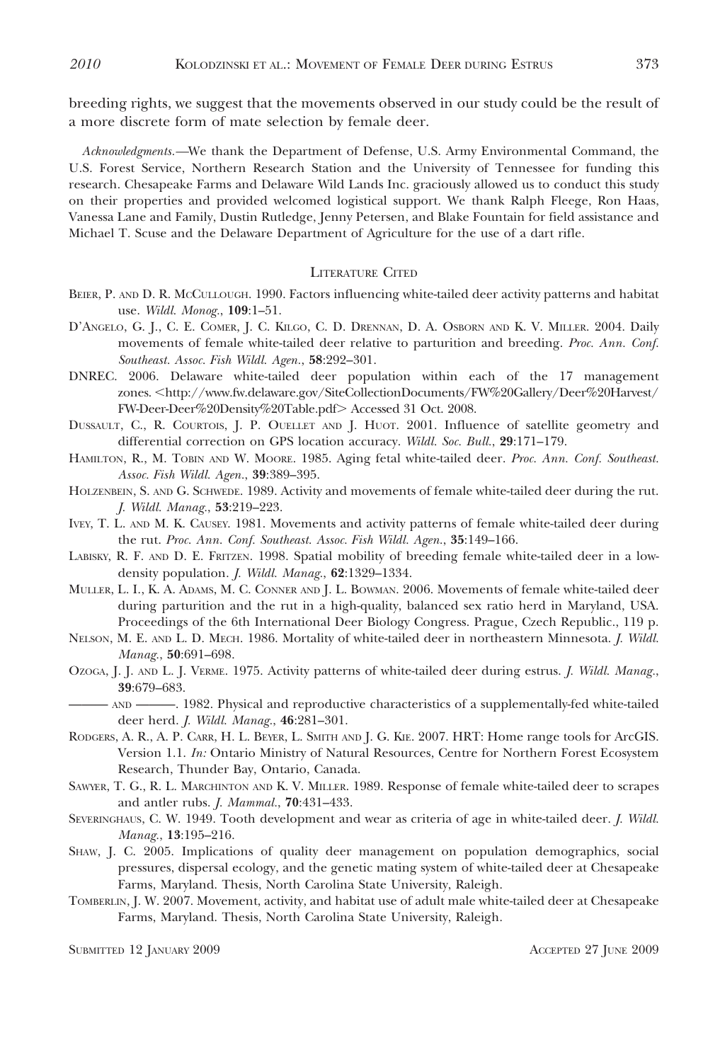breeding rights, we suggest that the movements observed in our study could be the result of a more discrete form of mate selection by female deer.

*Acknowledgments.*—We thank the Department of Defense, U.S. Army Environmental Command, the U.S. Forest Service, Northern Research Station and the University of Tennessee for funding this research. Chesapeake Farms and Delaware Wild Lands Inc. graciously allowed us to conduct this study on their properties and provided welcomed logistical support. We thank Ralph Fleege, Ron Haas, Vanessa Lane and Family, Dustin Rutledge, Jenny Petersen, and Blake Fountain for field assistance and Michael T. Scuse and the Delaware Department of Agriculture for the use of a dart rifle.

## Literature Cited

Beier, P. and D. R. McCullough. 1990. Factors influencing white-tailed deer activity patterns and habitat use. *Wildl. Monog.*, **109**:1–51.

D'Angelo, G. J., C. E. Comer, J. C. Kilgo, C. D. Drennan, D. A. Osborn and K. V. Miller. 2004. Daily movements of female white-tailed deer relative to parturition and breeding. *Proc. Ann. Conf. Southeast. Assoc. Fish Wildl. Agen.*, **58**:292–301.

DNREC. 2006. Delaware white-tailed deer population within each of the 17 management zones. <http://www.fw.delaware.gov/SiteCollectionDocuments/FW%20Gallery/Deer%20Harvest/FW-Deer-Deer%20Density%20Table.pdf> Accessed 31 Oct. 2008.

Dussault, C., R. Courtois, J. P. Ouellet and J. Huot. 2001. Influence of satellite geometry and differential correction on GPS location accuracy. *Wildl. Soc. Bull.*, **29**:171–179.

Hamilton, R., M. Tobin and W. Moore. 1985. Aging fetal white-tailed deer. *Proc. Ann. Conf. Southeast. Assoc. Fish Wildl. Agen.*, **39**:389–395.

Holzenbein, S. and G. Schwede. 1989. Activity and movements of female white-tailed deer during the rut. *J. Wildl. Manag.*, **53**:219–223.

Ivey, T. L. and M. K. Causey. 1981. Movements and activity patterns of female white-tailed deer during the rut. *Proc. Ann. Conf. Southeast. Assoc. Fish Wildl. Agen.*, **35**:149–166.

Labisky, R. F. and D. E. Fritzen. 1998. Spatial mobility of breeding female white-tailed deer in a low-density population. *J. Wildl. Manag.*, **62**:1329–1334.

Muller, L. I., K. A. Adams, M. C. Conner and J. L. Bowman. 2006. Movements of female white-tailed deer during parturition and the rut in a high-quality, balanced sex ratio herd in Maryland, USA. Proceedings of the 6th International Deer Biology Congress. Prague, Czech Republic., 119 p.

Nelson, M. E. and L. D. Mech. 1986. Mortality of white-tailed deer in northeastern Minnesota. *J. Wildl. Manag.*, **50**:691–698.

Ozoga, J. J. and L. J. Verme. 1975. Activity patterns of white-tailed deer during estrus. *J. Wildl. Manag.*, **39**:679–683.

——— and ———. 1982. Physical and reproductive characteristics of a supplementally-fed white-tailed deer herd. *J. Wildl. Manag.*, **46**:281–301.

Rodgers, A. R., A. P. Carr, H. L. Beyer, L. Smith and J. G. Kie. 2007. HRT: Home range tools for ArcGIS. Version 1.1. *In:* Ontario Ministry of Natural Resources, Centre for Northern Forest Ecosystem Research, Thunder Bay, Ontario, Canada.

Sawyer, T. G., R. L. Marchinton and K. V. Miller. 1989. Response of female white-tailed deer to scrapes and antler rubs. *J. Mammal.*, **70**:431–433.

Severinghaus, C. W. 1949. Tooth development and wear as criteria of age in white-tailed deer. *J. Wildl. Manag.*, **13**:195–216.

Shaw, J. C. 2005. Implications of quality deer management on population demographics, social pressures, dispersal ecology, and the genetic mating system of white-tailed deer at Chesapeake Farms, Maryland. Thesis, North Carolina State University, Raleigh.

Tomberlin, J. W. 2007. Movement, activity, and habitat use of adult male white-tailed deer at Chesapeake Farms, Maryland. Thesis, North Carolina State University, Raleigh.

Submitted 12 January 2009 Accepted 27 June 2009